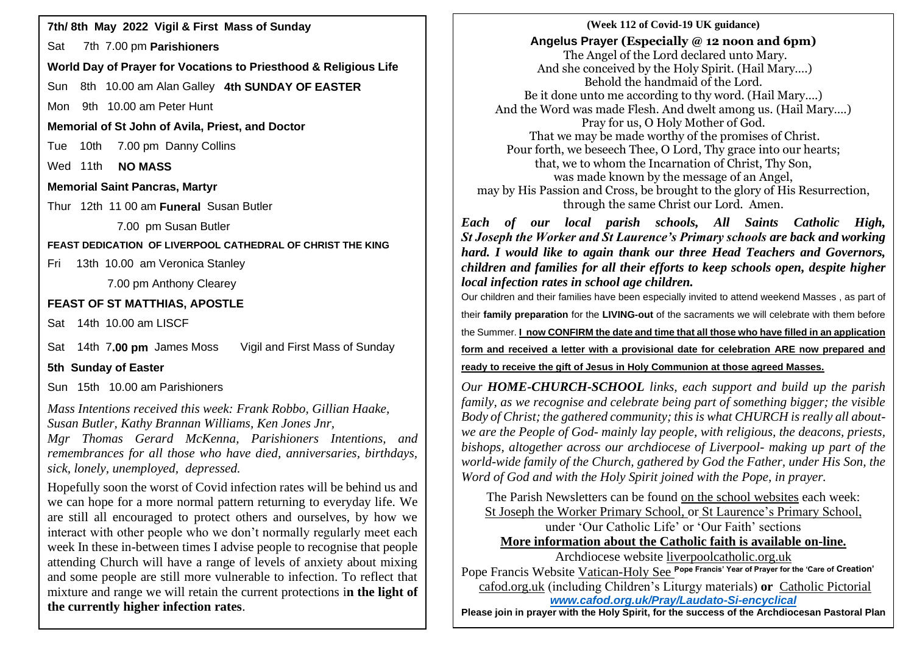**7th/ 8th May 2022 Vigil & First Mass of Sunday**

Sat 7th 7.00 pm **Parishioners**

**World Day of Prayer for Vocations to Priesthood & Religious Life**

Sun 8th 10.00 am Alan Galley **4th SUNDAY OF EASTER**

Mon 9th 10.00 am Peter Hunt

**Memorial of St John of Avila, Priest, and Doctor**

Tue 10th 7.00 pm Danny Collins

Wed 11th **NO MASS**

**Memorial Saint Pancras, Martyr**

Thur 12th 11 00 am **Funeral** Susan Butler

7.00 pm Susan Butler

**FEAST DEDICATION OF LIVERPOOL CATHEDRAL OF CHRIST THE KING**

Fri 13th 10.00 am Veronica Stanley

7.00 pm Anthony Clearey

**FEAST OF ST MATTHIAS, APOSTLE**

Sat 14th 10.00 am LISCF

Sat 14th 7**.00 pm** James Moss Vigil and First Mass of Sunday

**5th Sunday of Easter**

Sun 15th 10.00 am Parishioners

*Mass Intentions received this week: Frank Robbo, Gillian Haake, Susan Butler, Kathy Brannan Williams, Ken Jones Jnr, Mgr Thomas Gerard McKenna, Parishioners Intentions, and remembrances for all those who have died, anniversaries, birthdays, sick, lonely, unemployed, depressed.*

Hopefully soon the worst of Covid infection rates will be behind us and we can hope for a more normal pattern returning to everyday life. We are still all encouraged to protect others and ourselves, by how we interact with other people who we don't normally regularly meet each week In these in-between times I advise people to recognise that people attending Church will have a range of levels of anxiety about mixing and some people are still more vulnerable to infection. To reflect that mixture and range we will retain the current protections i**n the light of the currently higher infection rates**.

**(Week 112 of Covid-19 UK guidance)**

**Angelus Prayer (Especially @ 12 noon and 6pm)**

The Angel of the Lord declared unto Mary.
And she conceived by the Holy Spirit. (Hail Mary….)
Behold the handmaid of the Lord.
Be it done unto me according to thy word. (Hail Mary….)
And the Word was made Flesh. And dwelt among us. (Hail Mary….)
Pray for us, O Holy Mother of God.
That we may be made worthy of the promises of Christ.
Pour forth, we beseech Thee, O Lord, Thy grace into our hearts;
that, we to whom the Incarnation of Christ, Thy Son,
was made known by the message of an Angel,
may by His Passion and Cross, be brought to the glory of His Resurrection,
through the same Christ our Lord. Amen.

***Each of our local parish schools, All Saints Catholic High, St Joseph the Worker and St Laurence's Primary schools are back and working hard. I would like to again thank our three Head Teachers and Governors, children and families for all their efforts to keep schools open, despite higher local infection rates in school age children.***

Our children and their families have been especially invited to attend weekend Masses , as part of their **family preparation** for the **LIVING-out** of the sacraments we will celebrate with them before the Summer. **I now CONFIRM the date and time that all those who have filled in an application form and received a letter with a provisional date for celebration ARE now prepared and ready to receive the gift of Jesus in Holy Communion at those agreed Masses.**

*Our **HOME-CHURCH-SCHOOL** links, each support and build up the parish family, as we recognise and celebrate being part of something bigger; the visible Body of Christ; the gathered community; this is what CHURCH is really all about- we are the People of God- mainly lay people, with religious, the deacons, priests, bishops, altogether across our archdiocese of Liverpool- making up part of the world-wide family of the Church, gathered by God the Father, under His Son, the Word of God and with the Holy Spirit joined with the Pope, in prayer.*

The Parish Newsletters can be found on the school websites each week:
St Joseph the Worker Primary School, or St Laurence's Primary School,
under 'Our Catholic Life' or 'Our Faith' sections

**More information about the Catholic faith is available on-line.**

Archdiocese website liverpoolcatholic.org.uk

Pope Francis Website Vatican-Holy See **Pope Francis' Year of Prayer for the 'Care of Creation'**

cafod.org.uk (including Children's Liturgy materials) **or** Catholic Pictorial

***www.cafod.org.uk/Pray/Laudato-Si-encyclical***

**Please join in prayer with the Holy Spirit, for the success of the Archdiocesan Pastoral Plan**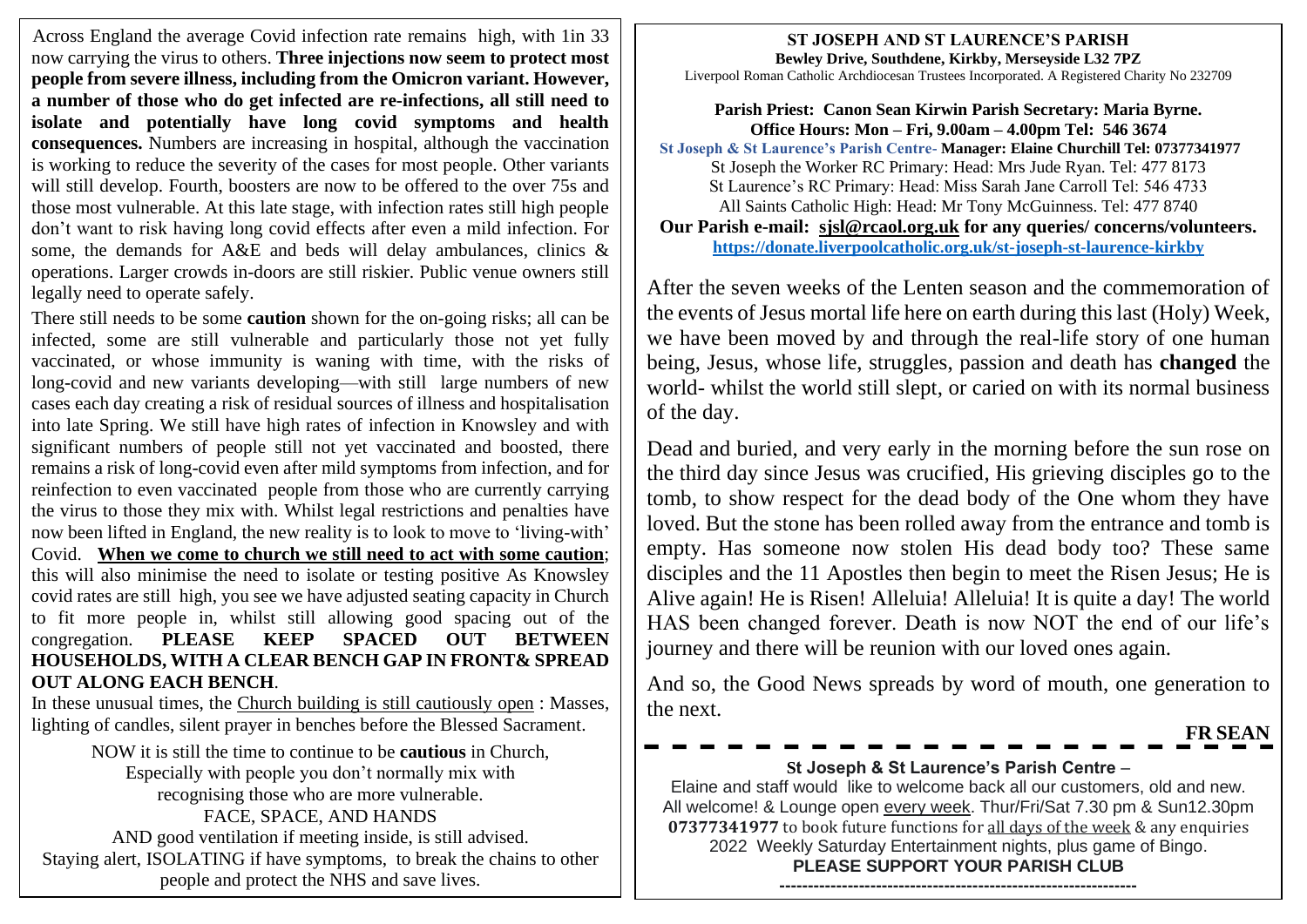Across England the average Covid infection rate remains high, with 1in 33 now carrying the virus to others. **Three injections now seem to protect most people from severe illness, including from the Omicron variant. However, a number of those who do get infected are re-infections, all still need to isolate and potentially have long covid symptoms and health consequences.** Numbers are increasing in hospital, although the vaccination is working to reduce the severity of the cases for most people. Other variants will still develop. Fourth, boosters are now to be offered to the over 75s and those most vulnerable. At this late stage, with infection rates still high people don't want to risk having long covid effects after even a mild infection. For some, the demands for A&E and beds will delay ambulances, clinics & operations. Larger crowds in-doors are still riskier. Public venue owners still legally need to operate safely.

There still needs to be some **caution** shown for the on-going risks; all can be infected, some are still vulnerable and particularly those not yet fully vaccinated, or whose immunity is waning with time, with the risks of long-covid and new variants developing—with still large numbers of new cases each day creating a risk of residual sources of illness and hospitalisation into late Spring. We still have high rates of infection in Knowsley and with significant numbers of people still not yet vaccinated and boosted, there remains a risk of long-covid even after mild symptoms from infection, and for reinfection to even vaccinated people from those who are currently carrying the virus to those they mix with. Whilst legal restrictions and penalties have now been lifted in England, the new reality is to look to move to 'living-with' Covid. **When we come to church we still need to act with some caution**; this will also minimise the need to isolate or testing positive As Knowsley covid rates are still high, you see we have adjusted seating capacity in Church to fit more people in, whilst still allowing good spacing out of the congregation. **PLEASE KEEP SPACED OUT BETWEEN HOUSEHOLDS, WITH A CLEAR BENCH GAP IN FRONT& SPREAD OUT ALONG EACH BENCH**.

In these unusual times, the Church building is still cautiously open : Masses, lighting of candles, silent prayer in benches before the Blessed Sacrament.

NOW it is still the time to continue to be **cautious** in Church,
Especially with people you don't normally mix with
recognising those who are more vulnerable.
FACE, SPACE, AND HANDS
AND good ventilation if meeting inside, is still advised.
Staying alert, ISOLATING if have symptoms, to break the chains to other people and protect the NHS and save lives.

**ST JOSEPH AND ST LAURENCE'S PARISH**
**Bewley Drive, Southdene, Kirkby, Merseyside L32 7PZ**
Liverpool Roman Catholic Archdiocesan Trustees Incorporated. A Registered Charity No 232709

**Parish Priest: Canon Sean Kirwin Parish Secretary: Maria Byrne.**
**Office Hours: Mon – Fri, 9.00am – 4.00pm Tel: 546 3674**
**St Joseph & St Laurence's Parish Centre- Manager: Elaine Churchill Tel: 07377341977**
St Joseph the Worker RC Primary: Head: Mrs Jude Ryan. Tel: 477 8173
St Laurence's RC Primary: Head: Miss Sarah Jane Carroll Tel: 546 4733
All Saints Catholic High: Head: Mr Tony McGuinness. Tel: 477 8740
**Our Parish e-mail: sjsl@rcaol.org.uk for any queries/ concerns/volunteers.**
https://donate.liverpoolcatholic.org.uk/st-joseph-st-laurence-kirkby

After the seven weeks of the Lenten season and the commemoration of the events of Jesus mortal life here on earth during this last (Holy) Week, we have been moved by and through the real-life story of one human being, Jesus, whose life, struggles, passion and death has **changed** the world- whilst the world still slept, or caried on with its normal business of the day.

Dead and buried, and very early in the morning before the sun rose on the third day since Jesus was crucified, His grieving disciples go to the tomb, to show respect for the dead body of the One whom they have loved. But the stone has been rolled away from the entrance and tomb is empty. Has someone now stolen His dead body too? These same disciples and the 11 Apostles then begin to meet the Risen Jesus; He is Alive again! He is Risen! Alleluia! Alleluia! It is quite a day! The world HAS been changed forever. Death is now NOT the end of our life's journey and there will be reunion with our loved ones again.

And so, the Good News spreads by word of mouth, one generation to the next.

**FR SEAN**

**St Joseph & St Laurence's Parish Centre** –
Elaine and staff would like to welcome back all our customers, old and new. All welcome! & Lounge open every week. Thur/Fri/Sat 7.30 pm & Sun12.30pm
**07377341977** to book future functions for all days of the week & any enquiries
2022 Weekly Saturday Entertainment nights, plus game of Bingo.
**PLEASE SUPPORT YOUR PARISH CLUB**